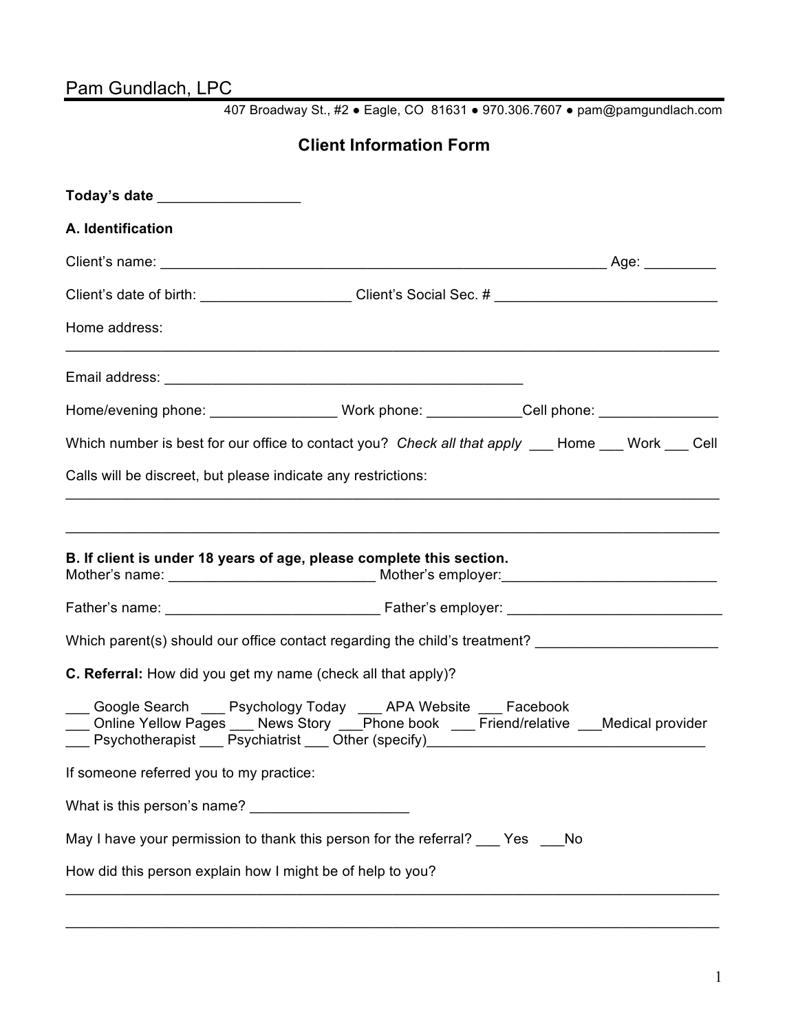# Pam Gundlach, LPC

407 Broadway St., #2 ● Eagle, CO 81631 ● 970.306.7607 ● pam@pamgundlach.com

## Client Information Form

**Today's date** __________________

### A. Identification

Client's name: ___________________________________________________________ Age: _________

Client's date of birth: ___________________ Client's Social Sec. # ____________________________

Home address:
_______________________________________________________________________________

Email address: ______________________________________________

Home/evening phone: ________________ Work phone: ____________Cell phone: _______________

Which number is best for our office to contact you? *Check all that apply* ___ Home ___ Work ___ Cell

Calls will be discreet, but please indicate any restrictions:
_______________________________________________________________________________

_______________________________________________________________________________

### B. If client is under 18 years of age, please complete this section.

Mother's name: __________________________ Mother's employer:___________________________

Father's name: ___________________________ Father's employer: ___________________________

Which parent(s) should our office contact regarding the child's treatment? _______________________

**C. Referral:** How did you get my name (check all that apply)?

___ Google Search ___ Psychology Today ___ APA Website ___ Facebook
___ Online Yellow Pages ___ News Story ___Phone book ___ Friend/relative ___Medical provider
___ Psychotherapist ___ Psychiatrist ___ Other (specify)___________________________________

If someone referred you to my practice:

What is this person's name? ____________________

May I have your permission to thank this person for the referral? ___ Yes ___No

How did this person explain how I might be of help to you?
_______________________________________________________________________________

_______________________________________________________________________________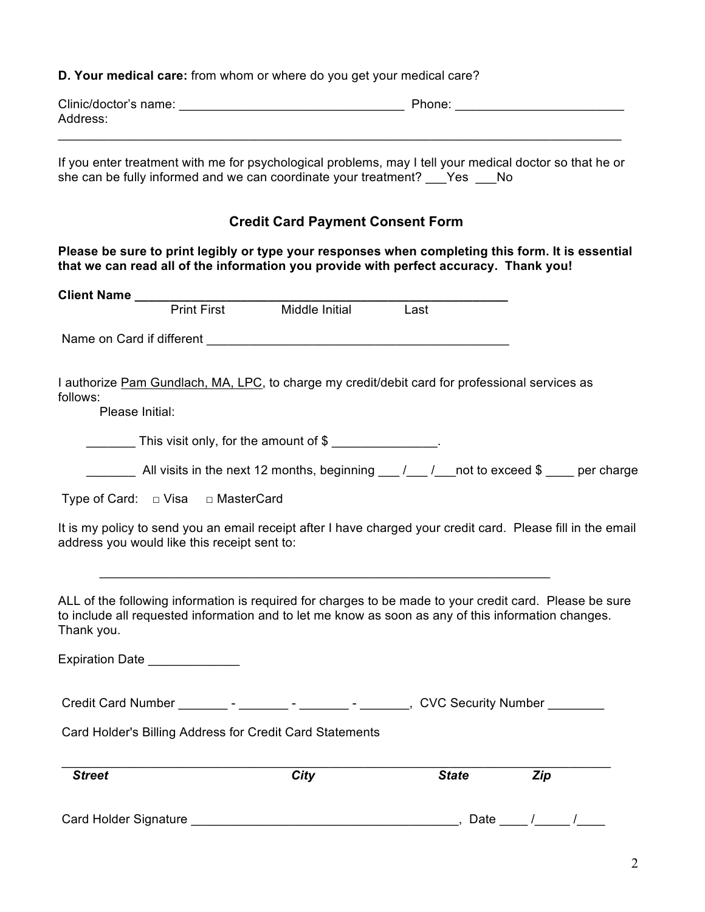**D. Your medical care:** from whom or where do you get your medical care?

Clinic/doctor's name: _________________________________ Phone: ________________________
Address:
_________________________________________________________________________________

If you enter treatment with me for psychological problems, may I tell your medical doctor so that he or she can be fully informed and we can coordinate your treatment? ___Yes ___No

## Credit Card Payment Consent Form

**Please be sure to print legibly or type your responses when completing this form. It is essential that we can read all of the information you provide with perfect accuracy. Thank you!**

**Client Name _______________________________________________________**
Print First Middle Initial Last

Name on Card if different ____________________________________________

I authorize Pam Gundlach, MA, LPC, to charge my credit/debit card for professional services as follows:
Please Initial:

_______ This visit only, for the amount of $ _______________.

_______ All visits in the next 12 months, beginning ___ /___ /___not to exceed $ ____ per charge

Type of Card: □ Visa □ MasterCard

It is my policy to send you an email receipt after I have charged your credit card. Please fill in the email address you would like this receipt sent to:

__________________________________________________________________

ALL of the following information is required for charges to be made to your credit card. Please be sure to include all requested information and to let me know as soon as any of this information changes. Thank you.

Expiration Date _____________

Credit Card Number _______ - _______ - _______ - _______, CVC Security Number ________

Card Holder's Billing Address for Credit Card Statements

_________________________________________________________________________________
***Street*** ***City*** ***State*** ***Zip***

Card Holder Signature ______________________________________, Date ____ /_____ /____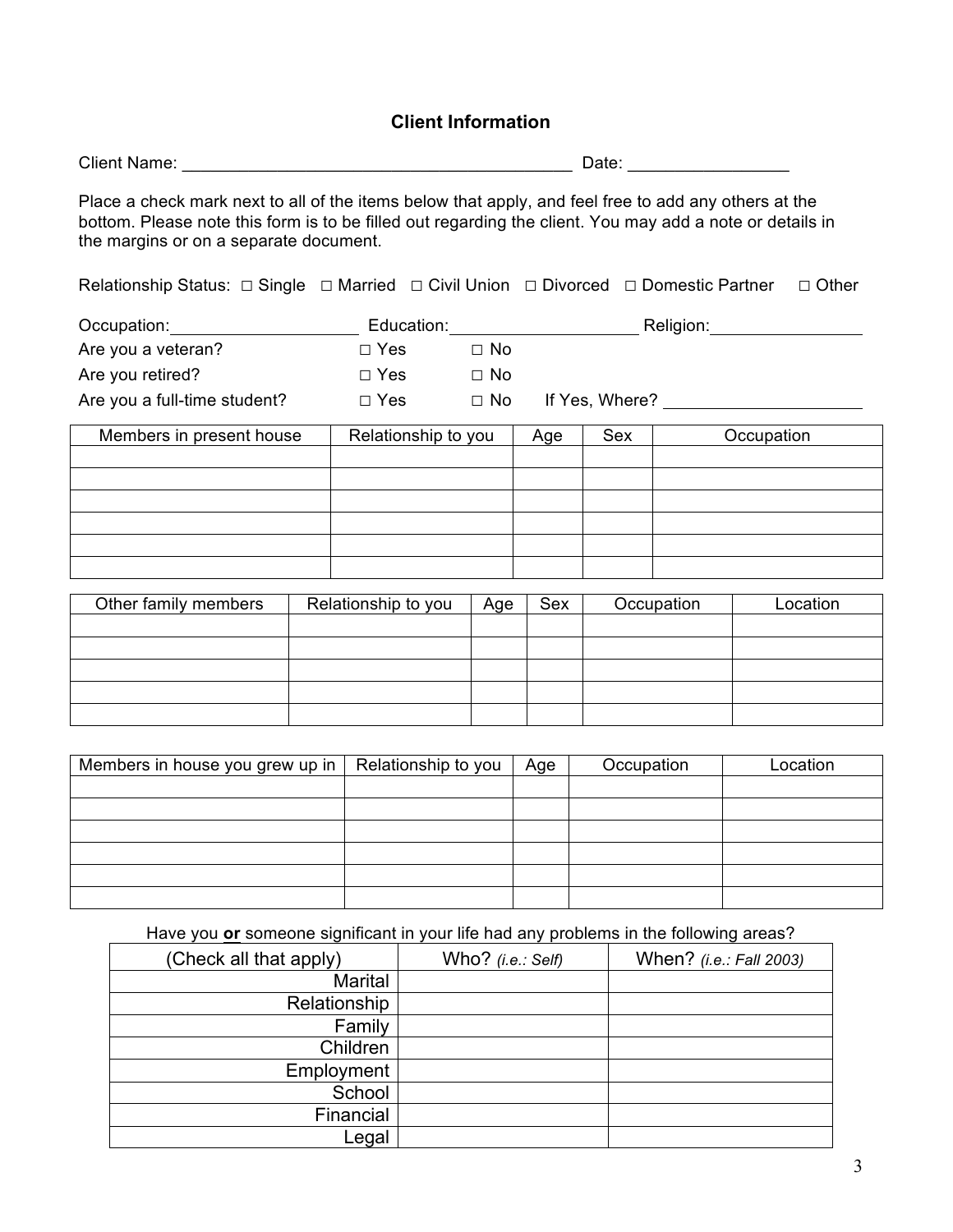## Client Information

Client Name: ___________________________________________ Date: _________________

Place a check mark next to all of the items below that apply, and feel free to add any others at the bottom. Please note this form is to be filled out regarding the client. You may add a note or details in the margins or on a separate document.

Relationship Status: □ Single □ Married □ Civil Union □ Divorced □ Domestic Partner □ Other

Occupation:____________________ Education:____________________ Religion:________________

Are you a veteran? □ Yes □ No

Are you retired? □ Yes □ No

Are you a full-time student? □ Yes □ No If Yes, Where? ____________________

| Members in present house | Relationship to you | Age | Sex | Occupation |
|---|---|---|---|---|
| | | | | |
| | | | | |
| | | | | |
| | | | | |
| | | | | |
| | | | | |

| Other family members | Relationship to you | Age | Sex | Occupation | Location |
|---|---|---|---|---|---|
| | | | | | |
| | | | | | |
| | | | | | |
| | | | | | |
| | | | | | |

| Members in house you grew up in | Relationship to you | Age | Occupation | Location |
|---|---|---|---|---|
| | | | | |
| | | | | |
| | | | | |
| | | | | |
| | | | | |
| | | | | |

Have you **or** someone significant in your life had any problems in the following areas?

| (Check all that apply) | Who? *(i.e.: Self)* | When? *(i.e.: Fall 2003)* |
|---|---|---|
| Marital | | |
| Relationship | | |
| Family | | |
| Children | | |
| Employment | | |
| School | | |
| Financial | | |
| Legal | | |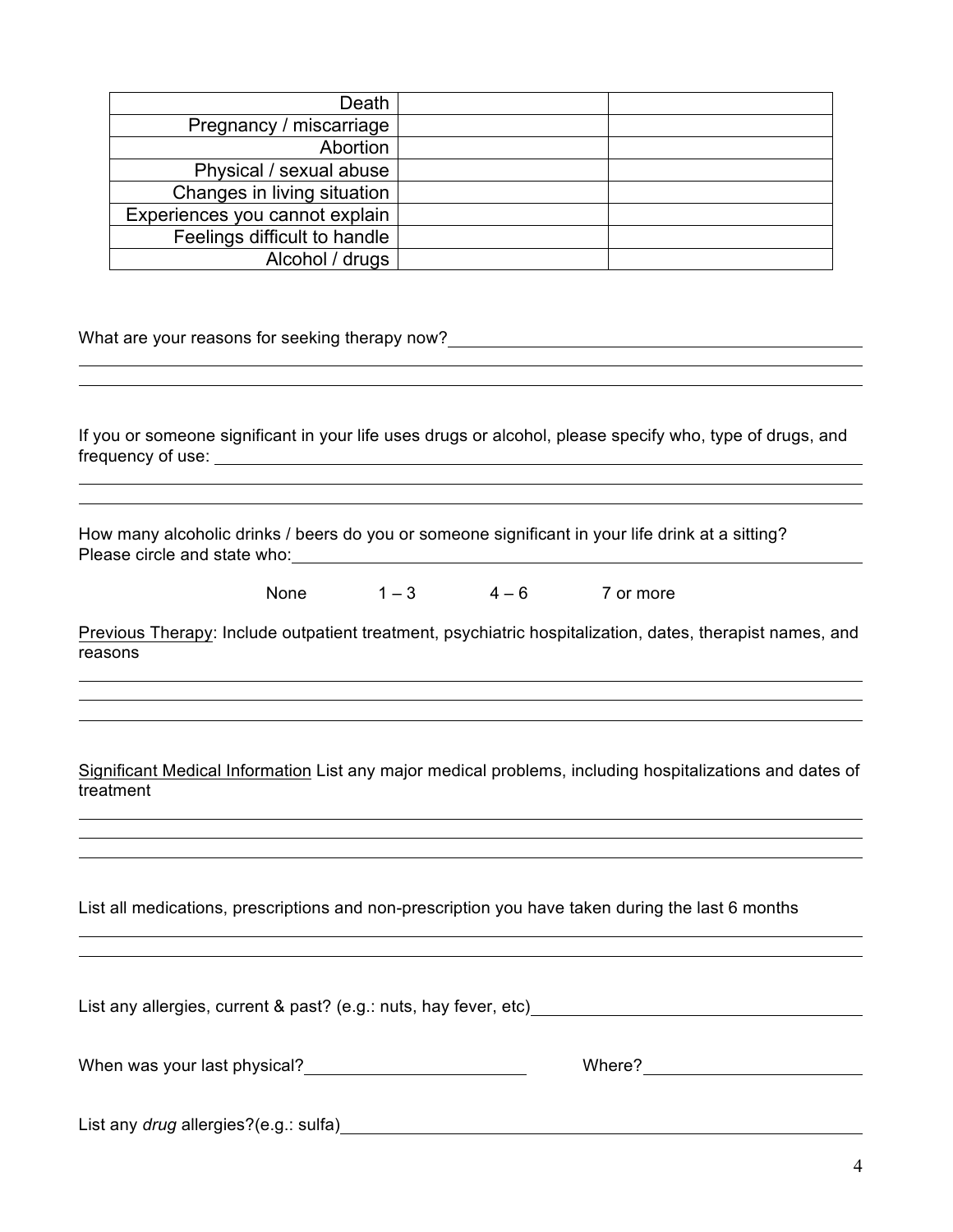| | | |
|---|---|---|
| Death | | |
| Pregnancy / miscarriage | | |
| Abortion | | |
| Physical / sexual abuse | | |
| Changes in living situation | | |
| Experiences you cannot explain | | |
| Feelings difficult to handle | | |
| Alcohol / drugs | | |

What are your reasons for seeking therapy now? ______________________________________________

______________________________________________

______________________________________________

If you or someone significant in your life uses drugs or alcohol, please specify who, type of drugs, and frequency of use: ______________________________________________

______________________________________________

______________________________________________

How many alcoholic drinks / beers do you or someone significant in your life drink at a sitting? Please circle and state who: ______________________________________________

None        1 – 3        4 – 6        7 or more

Previous Therapy: Include outpatient treatment, psychiatric hospitalization, dates, therapist names, and reasons

______________________________________________

______________________________________________

______________________________________________

Significant Medical Information List any major medical problems, including hospitalizations and dates of treatment

______________________________________________

______________________________________________

______________________________________________

List all medications, prescriptions and non-prescription you have taken during the last 6 months

______________________________________________

______________________________________________

List any allergies, current & past? (e.g.: nuts, hay fever, etc) ______________________________________________

When was your last physical? ____________________ Where? ____________________

List any *drug* allergies?(e.g.: sulfa) ______________________________________________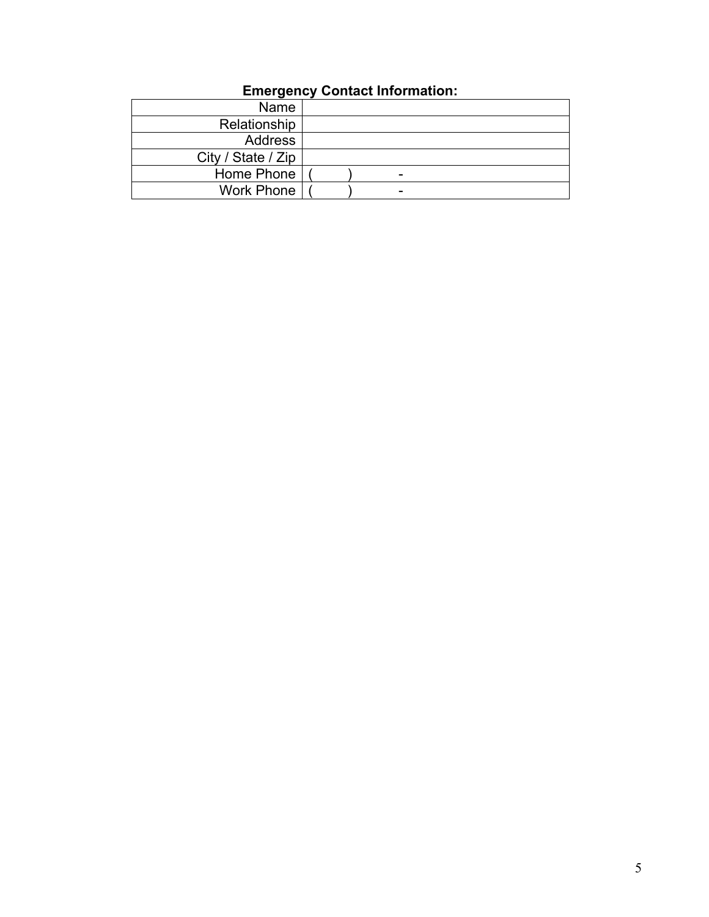**Emergency Contact Information:**

| | |
|---|---|
| Name | |
| Relationship | |
| Address | |
| City / State / Zip | |
| Home Phone | (     )     - |
| Work Phone | (     )     - |